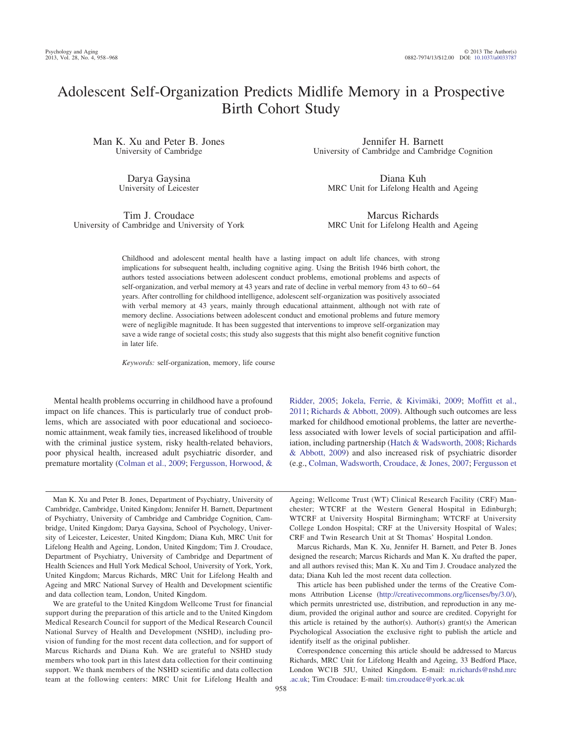# Adolescent Self-Organization Predicts Midlife Memory in a Prospective Birth Cohort Study

Man K. Xu and Peter B. Jones
University of Cambridge

Jennifer H. Barnett
University of Cambridge and Cambridge Cognition

Darya Gaysina
University of Leicester

Diana Kuh
MRC Unit for Lifelong Health and Ageing

Tim J. Croudace
University of Cambridge and University of York

Marcus Richards
MRC Unit for Lifelong Health and Ageing

Childhood and adolescent mental health have a lasting impact on adult life chances, with strong implications for subsequent health, including cognitive aging. Using the British 1946 birth cohort, the authors tested associations between adolescent conduct problems, emotional problems and aspects of self-organization, and verbal memory at 43 years and rate of decline in verbal memory from 43 to 60–64 years. After controlling for childhood intelligence, adolescent self-organization was positively associated with verbal memory at 43 years, mainly through educational attainment, although not with rate of memory decline. Associations between adolescent conduct and emotional problems and future memory were of negligible magnitude. It has been suggested that interventions to improve self-organization may save a wide range of societal costs; this study also suggests that this might also benefit cognitive function in later life.

*Keywords:* self-organization, memory, life course

Mental health problems occurring in childhood have a profound impact on life chances. This is particularly true of conduct problems, which are associated with poor educational and socioeconomic attainment, weak family ties, increased likelihood of trouble with the criminal justice system, risky health-related behaviors, poor physical health, increased adult psychiatric disorder, and premature mortality (Colman et al., 2009; Fergusson, Horwood, & Ridder, 2005; Jokela, Ferrie, & Kivimäki, 2009; Moffitt et al., 2011; Richards & Abbott, 2009). Although such outcomes are less marked for childhood emotional problems, the latter are nevertheless associated with lower levels of social participation and affiliation, including partnership (Hatch & Wadsworth, 2008; Richards & Abbott, 2009) and also increased risk of psychiatric disorder (e.g., Colman, Wadsworth, Croudace, & Jones, 2007; Fergusson et

---

Man K. Xu and Peter B. Jones, Department of Psychiatry, University of Cambridge, Cambridge, United Kingdom; Jennifer H. Barnett, Department of Psychiatry, University of Cambridge and Cambridge Cognition, Cambridge, United Kingdom; Darya Gaysina, School of Psychology, University of Leicester, Leicester, United Kingdom; Diana Kuh, MRC Unit for Lifelong Health and Ageing, London, United Kingdom; Tim J. Croudace, Department of Psychiatry, University of Cambridge and Department of Health Sciences and Hull York Medical School, University of York, York, United Kingdom; Marcus Richards, MRC Unit for Lifelong Health and Ageing and MRC National Survey of Health and Development scientific and data collection team, London, United Kingdom.

We are grateful to the United Kingdom Wellcome Trust for financial support during the preparation of this article and to the United Kingdom Medical Research Council for support of the Medical Research Council National Survey of Health and Development (NSHD), including provision of funding for the most recent data collection, and for support of Marcus Richards and Diana Kuh. We are grateful to NSHD study members who took part in this latest data collection for their continuing support. We thank members of the NSHD scientific and data collection team at the following centers: MRC Unit for Lifelong Health and Ageing; Wellcome Trust (WT) Clinical Research Facility (CRF) Manchester; WTCRF at the Western General Hospital in Edinburgh; WTCRF at University Hospital Birmingham; WTCRF at University College London Hospital; CRF at the University Hospital of Wales; CRF and Twin Research Unit at St Thomas' Hospital London.

Marcus Richards, Man K. Xu, Jennifer H. Barnett, and Peter B. Jones designed the research; Marcus Richards and Man K. Xu drafted the paper, and all authors revised this; Man K. Xu and Tim J. Croudace analyzed the data; Diana Kuh led the most recent data collection.

This article has been published under the terms of the Creative Commons Attribution License (http://creativecommons.org/licenses/by/3.0/), which permits unrestricted use, distribution, and reproduction in any medium, provided the original author and source are credited. Copyright for this article is retained by the author(s). Author(s) grant(s) the American Psychological Association the exclusive right to publish the article and identify itself as the original publisher.

Correspondence concerning this article should be addressed to Marcus Richards, MRC Unit for Lifelong Health and Ageing, 33 Bedford Place, London WC1B 5JU, United Kingdom. E-mail: m.richards@nshd.mrc.ac.uk; Tim Croudace: E-mail: tim.croudace@york.ac.uk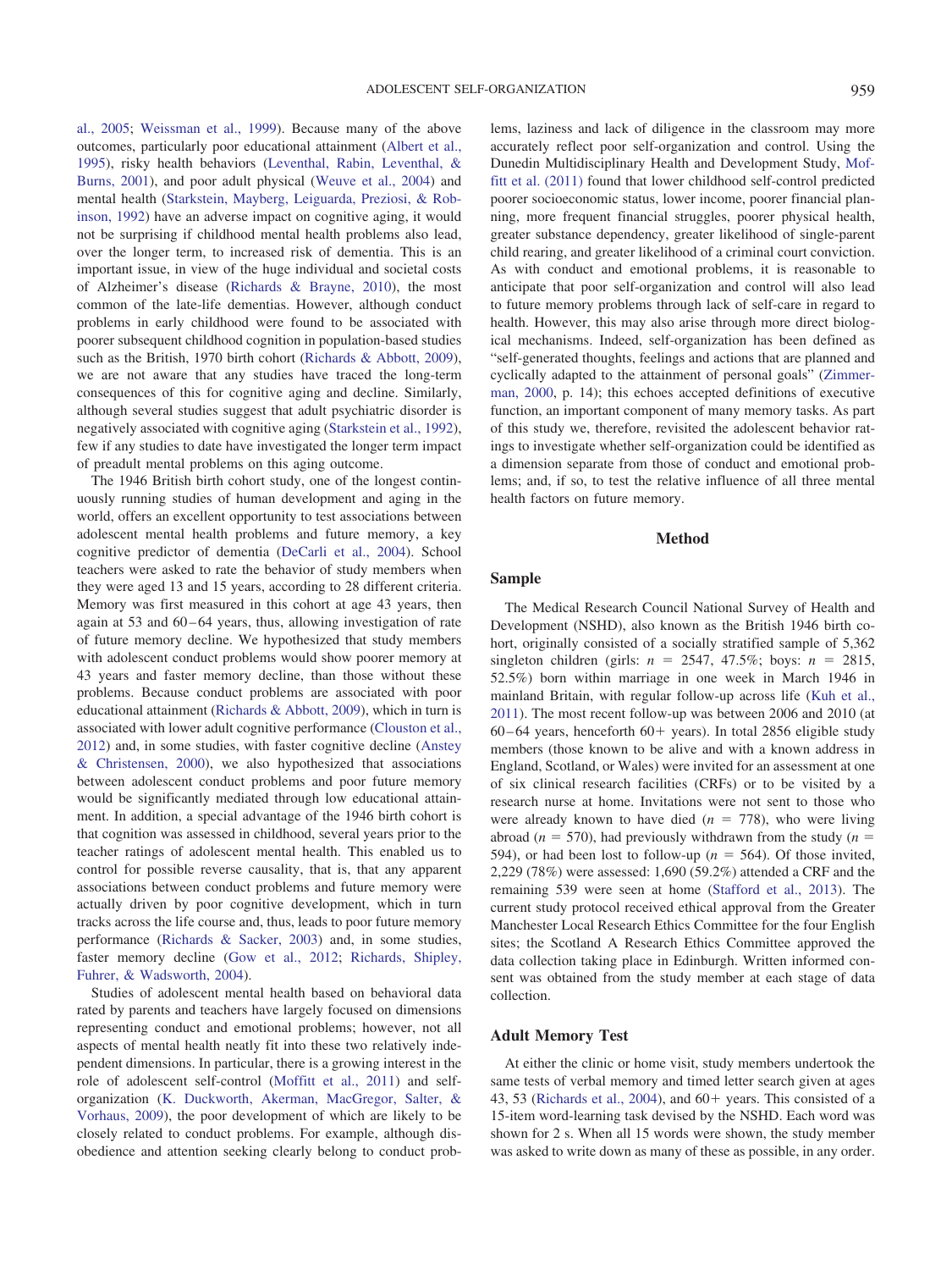al., 2005; Weissman et al., 1999). Because many of the above outcomes, particularly poor educational attainment (Albert et al., 1995), risky health behaviors (Leventhal, Rabin, Leventhal, & Burns, 2001), and poor adult physical (Weuve et al., 2004) and mental health (Starkstein, Mayberg, Leiguarda, Preziosi, & Robinson, 1992) have an adverse impact on cognitive aging, it would not be surprising if childhood mental health problems also lead, over the longer term, to increased risk of dementia. This is an important issue, in view of the huge individual and societal costs of Alzheimer's disease (Richards & Brayne, 2010), the most common of the late-life dementias. However, although conduct problems in early childhood were found to be associated with poorer subsequent childhood cognition in population-based studies such as the British, 1970 birth cohort (Richards & Abbott, 2009), we are not aware that any studies have traced the long-term consequences of this for cognitive aging and decline. Similarly, although several studies suggest that adult psychiatric disorder is negatively associated with cognitive aging (Starkstein et al., 1992), few if any studies to date have investigated the longer term impact of preadult mental problems on this aging outcome.

The 1946 British birth cohort study, one of the longest continuously running studies of human development and aging in the world, offers an excellent opportunity to test associations between adolescent mental health problems and future memory, a key cognitive predictor of dementia (DeCarli et al., 2004). School teachers were asked to rate the behavior of study members when they were aged 13 and 15 years, according to 28 different criteria. Memory was first measured in this cohort at age 43 years, then again at 53 and 60–64 years, thus, allowing investigation of rate of future memory decline. We hypothesized that study members with adolescent conduct problems would show poorer memory at 43 years and faster memory decline, than those without these problems. Because conduct problems are associated with poor educational attainment (Richards & Abbott, 2009), which in turn is associated with lower adult cognitive performance (Clouston et al., 2012) and, in some studies, with faster cognitive decline (Anstey & Christensen, 2000), we also hypothesized that associations between adolescent conduct problems and poor future memory would be significantly mediated through low educational attainment. In addition, a special advantage of the 1946 birth cohort is that cognition was assessed in childhood, several years prior to the teacher ratings of adolescent mental health. This enabled us to control for possible reverse causality, that is, that any apparent associations between conduct problems and future memory were actually driven by poor cognitive development, which in turn tracks across the life course and, thus, leads to poor future memory performance (Richards & Sacker, 2003) and, in some studies, faster memory decline (Gow et al., 2012; Richards, Shipley, Fuhrer, & Wadsworth, 2004).

Studies of adolescent mental health based on behavioral data rated by parents and teachers have largely focused on dimensions representing conduct and emotional problems; however, not all aspects of mental health neatly fit into these two relatively independent dimensions. In particular, there is a growing interest in the role of adolescent self-control (Moffitt et al., 2011) and self-organization (K. Duckworth, Akerman, MacGregor, Salter, & Vorhaus, 2009), the poor development of which are likely to be closely related to conduct problems. For example, although disobedience and attention seeking clearly belong to conduct problems, laziness and lack of diligence in the classroom may more accurately reflect poor self-organization and control. Using the Dunedin Multidisciplinary Health and Development Study, Moffitt et al. (2011) found that lower childhood self-control predicted poorer socioeconomic status, lower income, poorer financial planning, more frequent financial struggles, poorer physical health, greater substance dependency, greater likelihood of single-parent child rearing, and greater likelihood of a criminal court conviction. As with conduct and emotional problems, it is reasonable to anticipate that poor self-organization and control will also lead to future memory problems through lack of self-care in regard to health. However, this may also arise through more direct biological mechanisms. Indeed, self-organization has been defined as "self-generated thoughts, feelings and actions that are planned and cyclically adapted to the attainment of personal goals" (Zimmerman, 2000, p. 14); this echoes accepted definitions of executive function, an important component of many memory tasks. As part of this study we, therefore, revisited the adolescent behavior ratings to investigate whether self-organization could be identified as a dimension separate from those of conduct and emotional problems; and, if so, to test the relative influence of all three mental health factors on future memory.

## Method

### Sample

The Medical Research Council National Survey of Health and Development (NSHD), also known as the British 1946 birth cohort, originally consisted of a socially stratified sample of 5,362 singleton children (girls: $n$ = 2547, 47.5%; boys: $n$ = 2815, 52.5%) born within marriage in one week in March 1946 in mainland Britain, with regular follow-up across life (Kuh et al., 2011). The most recent follow-up was between 2006 and 2010 (at 60–64 years, henceforth 60+ years). In total 2856 eligible study members (those known to be alive and with a known address in England, Scotland, or Wales) were invited for an assessment at one of six clinical research facilities (CRFs) or to be visited by a research nurse at home. Invitations were not sent to those who were already known to have died ($n$ = 778), who were living abroad ($n$ = 570), had previously withdrawn from the study ($n$ = 594), or had been lost to follow-up ($n$ = 564). Of those invited, 2,229 (78%) were assessed: 1,690 (59.2%) attended a CRF and the remaining 539 were seen at home (Stafford et al., 2013). The current study protocol received ethical approval from the Greater Manchester Local Research Ethics Committee for the four English sites; the Scotland A Research Ethics Committee approved the data collection taking place in Edinburgh. Written informed consent was obtained from the study member at each stage of data collection.

### Adult Memory Test

At either the clinic or home visit, study members undertook the same tests of verbal memory and timed letter search given at ages 43, 53 (Richards et al., 2004), and 60+ years. This consisted of a 15-item word-learning task devised by the NSHD. Each word was shown for 2 s. When all 15 words were shown, the study member was asked to write down as many of these as possible, in any order.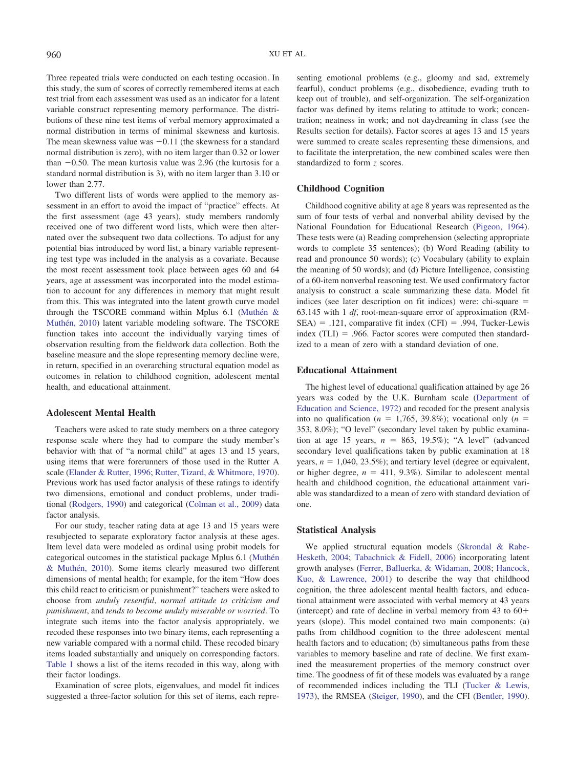Three repeated trials were conducted on each testing occasion. In this study, the sum of scores of correctly remembered items at each test trial from each assessment was used as an indicator for a latent variable construct representing memory performance. The distributions of these nine test items of verbal memory approximated a normal distribution in terms of minimal skewness and kurtosis. The mean skewness value was −0.11 (the skewness for a standard normal distribution is zero), with no item larger than 0.32 or lower than −0.50. The mean kurtosis value was 2.96 (the kurtosis for a standard normal distribution is 3), with no item larger than 3.10 or lower than 2.77.

Two different lists of words were applied to the memory assessment in an effort to avoid the impact of "practice" effects. At the first assessment (age 43 years), study members randomly received one of two different word lists, which were then alternated over the subsequent two data collections. To adjust for any potential bias introduced by word list, a binary variable representing test type was included in the analysis as a covariate. Because the most recent assessment took place between ages 60 and 64 years, age at assessment was incorporated into the model estimation to account for any differences in memory that might result from this. This was integrated into the latent growth curve model through the TSCORE command within Mplus 6.1 (Muthén & Muthén, 2010) latent variable modeling software. The TSCORE function takes into account the individually varying times of observation resulting from the fieldwork data collection. Both the baseline measure and the slope representing memory decline were, in return, specified in an overarching structural equation model as outcomes in relation to childhood cognition, adolescent mental health, and educational attainment.

### Adolescent Mental Health

Teachers were asked to rate study members on a three category response scale where they had to compare the study member's behavior with that of "a normal child" at ages 13 and 15 years, using items that were forerunners of those used in the Rutter A scale (Elander & Rutter, 1996; Rutter, Tizard, & Whitmore, 1970). Previous work has used factor analysis of these ratings to identify two dimensions, emotional and conduct problems, under traditional (Rodgers, 1990) and categorical (Colman et al., 2009) data factor analysis.

For our study, teacher rating data at age 13 and 15 years were resubjected to separate exploratory factor analysis at these ages. Item level data were modeled as ordinal using probit models for categorical outcomes in the statistical package Mplus 6.1 (Muthén & Muthén, 2010). Some items clearly measured two different dimensions of mental health; for example, for the item "How does this child react to criticism or punishment?" teachers were asked to choose from *unduly resentful*, *normal attitude to criticism and punishment*, and *tends to become unduly miserable or worried*. To integrate such items into the factor analysis appropriately, we recoded these responses into two binary items, each representing a new variable compared with a normal child. These recoded binary items loaded substantially and uniquely on corresponding factors. Table 1 shows a list of the items recoded in this way, along with their factor loadings.

Examination of scree plots, eigenvalues, and model fit indices suggested a three-factor solution for this set of items, each representing emotional problems (e.g., gloomy and sad, extremely fearful), conduct problems (e.g., disobedience, evading truth to keep out of trouble), and self-organization. The self-organization factor was defined by items relating to attitude to work; concentration; neatness in work; and not daydreaming in class (see the Results section for details). Factor scores at ages 13 and 15 years were summed to create scales representing these dimensions, and to facilitate the interpretation, the new combined scales were then standardized to form *z* scores.

### Childhood Cognition

Childhood cognitive ability at age 8 years was represented as the sum of four tests of verbal and nonverbal ability devised by the National Foundation for Educational Research (Pigeon, 1964). These tests were (a) Reading comprehension (selecting appropriate words to complete 35 sentences); (b) Word Reading (ability to read and pronounce 50 words); (c) Vocabulary (ability to explain the meaning of 50 words); and (d) Picture Intelligence, consisting of a 60-item nonverbal reasoning test. We used confirmatory factor analysis to construct a scale summarizing these data. Model fit indices (see later description on fit indices) were: chi-square = 63.145 with 1 *df*, root-mean-square error of approximation (RMSEA) = .121, comparative fit index (CFI) = .994, Tucker-Lewis index (TLI) = .966. Factor scores were computed then standardized to a mean of zero with a standard deviation of one.

### Educational Attainment

The highest level of educational qualification attained by age 26 years was coded by the U.K. Burnham scale (Department of Education and Science, 1972) and recoded for the present analysis into no qualification ($n$ = 1,765, 39.8%); vocational only ($n$ = 353, 8.0%); "O level" (secondary level taken by public examination at age 15 years, $n$ = 863, 19.5%); "A level" (advanced secondary level qualifications taken by public examination at 18 years, $n$ = 1,040, 23.5%); and tertiary level (degree or equivalent, or higher degree, $n$ = 411, 9.3%). Similar to adolescent mental health and childhood cognition, the educational attainment variable was standardized to a mean of zero with standard deviation of one.

### Statistical Analysis

We applied structural equation models (Skrondal & Rabe-Hesketh, 2004; Tabachnick & Fidell, 2006) incorporating latent growth analyses (Ferrer, Balluerka, & Widaman, 2008; Hancock, Kuo, & Lawrence, 2001) to describe the way that childhood cognition, the three adolescent mental health factors, and educational attainment were associated with verbal memory at 43 years (intercept) and rate of decline in verbal memory from 43 to 60+ years (slope). This model contained two main components: (a) paths from childhood cognition to the three adolescent mental health factors and to education; (b) simultaneous paths from these variables to memory baseline and rate of decline. We first examined the measurement properties of the memory construct over time. The goodness of fit of these models was evaluated by a range of recommended indices including the TLI (Tucker & Lewis, 1973), the RMSEA (Steiger, 1990), and the CFI (Bentler, 1990).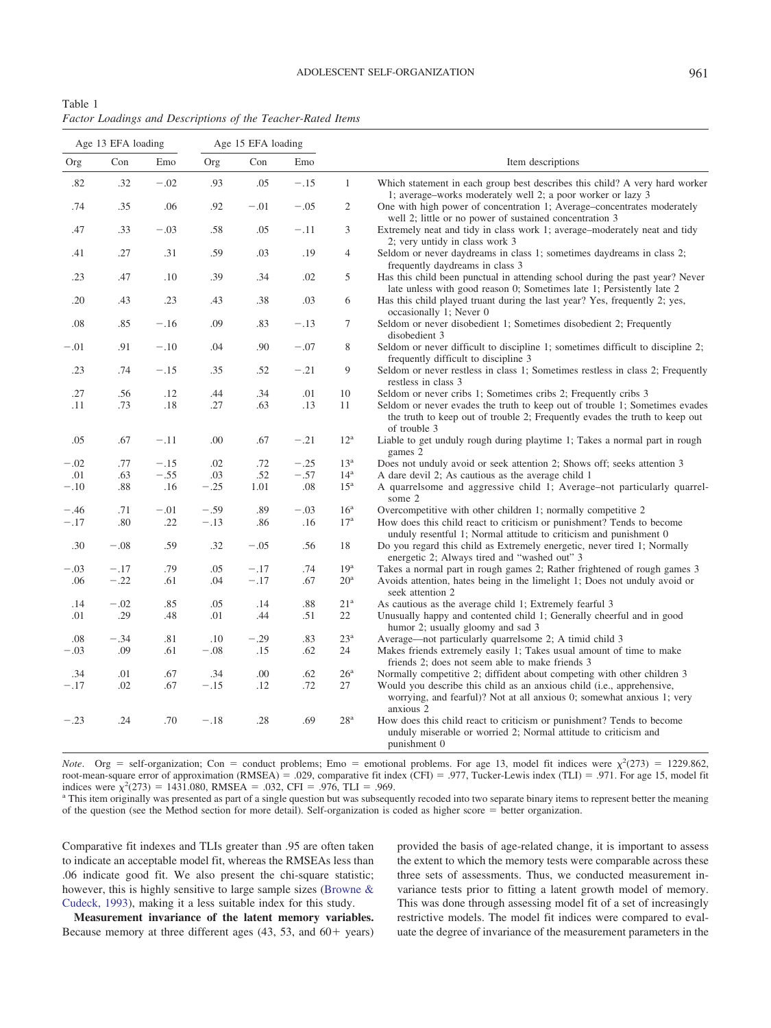Table 1
*Factor Loadings and Descriptions of the Teacher-Rated Items*

| Age 13 EFA loading | | | Age 15 EFA loading | | | | |
|---|---|---|---|---|---|---|---|
| Org | Con | Emo | Org | Con | Emo | | Item descriptions |
| .82 | .32 | −.02 | .93 | .05 | −.15 | 1 | Which statement in each group best describes this child? A very hard worker 1; average–works moderately well 2; a poor worker or lazy 3 |
| .74 | .35 | .06 | .92 | −.01 | −.05 | 2 | One with high power of concentration 1; Average–concentrates moderately well 2; little or no power of sustained concentration 3 |
| .47 | .33 | −.03 | .58 | .05 | −.11 | 3 | Extremely neat and tidy in class work 1; average–moderately neat and tidy 2; very untidy in class work 3 |
| .41 | .27 | .31 | .59 | .03 | .19 | 4 | Seldom or never daydreams in class 1; sometimes daydreams in class 2; frequently daydreams in class 3 |
| .23 | .47 | .10 | .39 | .34 | .02 | 5 | Has this child been punctual in attending school during the past year? Never late unless with good reason 0; Sometimes late 1; Persistently late 2 |
| .20 | .43 | .23 | .43 | .38 | .03 | 6 | Has this child played truant during the last year? Yes, frequently 2; yes, occasionally 1; Never 0 |
| .08 | .85 | −.16 | .09 | .83 | −.13 | 7 | Seldom or never disobedient 1; Sometimes disobedient 2; Frequently disobedient 3 |
| −.01 | .91 | −.10 | .04 | .90 | −.07 | 8 | Seldom or never difficult to discipline 1; sometimes difficult to discipline 2; frequently difficult to discipline 3 |
| .23 | .74 | −.15 | .35 | .52 | −.21 | 9 | Seldom or never restless in class 1; Sometimes restless in class 2; Frequently restless in class 3 |
| .27 | .56 | .12 | .44 | .34 | .01 | 10 | Seldom or never cribs 1; Sometimes cribs 2; Frequently cribs 3 |
| .11 | .73 | .18 | .27 | .63 | .13 | 11 | Seldom or never evades the truth to keep out of trouble 1; Sometimes evades the truth to keep out of trouble 2; Frequently evades the truth to keep out of trouble 3 |
| .05 | .67 | −.11 | .00 | .67 | −.21 | 12[a] | Liable to get unduly rough during playtime 1; Takes a normal part in rough games 2 |
| −.02 | .77 | −.15 | .02 | .72 | −.25 | 13[a] | Does not unduly avoid or seek attention 2; Shows off; seeks attention 3 |
| .01 | .63 | −.55 | .03 | .52 | −.57 | 14[a] | A dare devil 2; As cautious as the average child 1 |
| −.10 | .88 | .16 | −.25 | 1.01 | .08 | 15[a] | A quarrelsome and aggressive child 1; Average–not particularly quarrelsome 2 |
| −.46 | .71 | −.01 | −.59 | .89 | −.03 | 16[a] | Overcompetitive with other children 1; normally competitive 2 |
| −.17 | .80 | .22 | −.13 | .86 | .16 | 17[a] | How does this child react to criticism or punishment? Tends to become unduly resentful 1; Normal attitude to criticism and punishment 0 |
| .30 | −.08 | .59 | .32 | −.05 | .56 | 18 | Do you regard this child as Extremely energetic, never tired 1; Normally energetic 2; Always tired and "washed out" 3 |
| −.03 | −.17 | .79 | .05 | −.17 | .74 | 19[a] | Takes a normal part in rough games 2; Rather frightened of rough games 3 |
| .06 | −.22 | .61 | .04 | −.17 | .67 | 20[a] | Avoids attention, hates being in the limelight 1; Does not unduly avoid or seek attention 2 |
| .14 | −.02 | .85 | .05 | .14 | .88 | 21[a] | As cautious as the average child 1; Extremely fearful 3 |
| .01 | .29 | .48 | .01 | .44 | .51 | 22 | Unusually happy and contented child 1; Generally cheerful and in good humor 2; usually gloomy and sad 3 |
| .08 | −.34 | .81 | .10 | −.29 | .83 | 23[a] | Average—not particularly quarrelsome 2; A timid child 3 |
| −.03 | .09 | .61 | −.08 | .15 | .62 | 24 | Makes friends extremely easily 1; Takes usual amount of time to make friends 2; does not seem able to make friends 3 |
| .34 | .01 | .67 | .34 | .00 | .62 | 26[a] | Normally competitive 2; diffident about competing with other children 3 |
| −.17 | .02 | .67 | −.15 | .12 | .72 | 27 | Would you describe this child as an anxious child (i.e., apprehensive, worrying, and fearful)? Not at all anxious 0; somewhat anxious 1; very anxious 2 |
| −.23 | .24 | .70 | −.18 | .28 | .69 | 28[a] | How does this child react to criticism or punishment? Tends to become unduly miserable or worried 2; Normal attitude to criticism and punishment 0 |

*Note*. Org = self-organization; Con = conduct problems; Emo = emotional problems. For age 13, model fit indices were $\chi^2(273) = 1229.862$, root-mean-square error of approximation (RMSEA) = .029, comparative fit index (CFI) = .977, Tucker-Lewis index (TLI) = .971. For age 15, model fit indices were $\chi^2(273) = 1431.080$, RMSEA = .032, CFI = .976, TLI = .969.
[a] This item originally was presented as part of a single question but was subsequently recoded into two separate binary items to represent better the meaning of the question (see the Method section for more detail). Self-organization is coded as higher score = better organization.

Comparative fit indexes and TLIs greater than .95 are often taken to indicate an acceptable model fit, whereas the RMSEAs less than .06 indicate good fit. We also present the chi-square statistic; however, this is highly sensitive to large sample sizes (Browne & Cudeck, 1993), making it a less suitable index for this study.

**Measurement invariance of the latent memory variables.** Because memory at three different ages (43, 53, and 60+ years) provided the basis of age-related change, it is important to assess the extent to which the memory tests were comparable across these three sets of assessments. Thus, we conducted measurement invariance tests prior to fitting a latent growth model of memory. This was done through assessing model fit of a set of increasingly restrictive models. The model fit indices were compared to evaluate the degree of invariance of the measurement parameters in the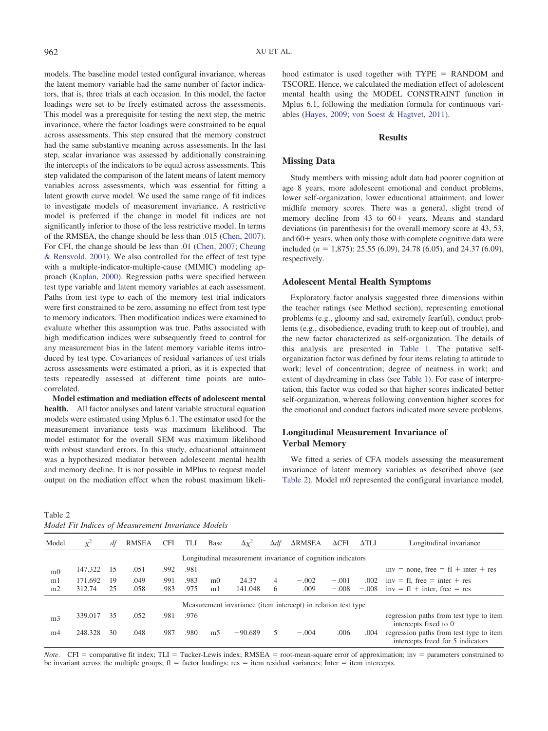models. The baseline model tested configural invariance, whereas the latent memory variable had the same number of factor indicators, that is, three trials at each occasion. In this model, the factor loadings were set to be freely estimated across the assessments. This model was a prerequisite for testing the next step, the metric invariance, where the factor loadings were constrained to be equal across assessments. This step ensured that the memory construct had the same substantive meaning across assessments. In the last step, scalar invariance was assessed by additionally constraining the intercepts of the indicators to be equal across assessments. This step validated the comparison of the latent means of latent memory variables across assessments, which was essential for fitting a latent growth curve model. We used the same range of fit indices to investigate models of measurement invariance. A restrictive model is preferred if the change in model fit indices are not significantly inferior to those of the less restrictive model. In terms of the RMSEA, the change should be less than .015 (Chen, 2007). For CFI, the change should be less than .01 (Chen, 2007; Cheung & Rensvold, 2001). We also controlled for the effect of test type with a multiple-indicator-multiple-cause (MIMIC) modeling approach (Kaplan, 2000). Regression paths were specified between test type variable and latent memory variables at each assessment. Paths from test type to each of the memory test trial indicators were first constrained to be zero, assuming no effect from test type to memory indicators. Then modification indices were examined to evaluate whether this assumption was true. Paths associated with high modification indices were subsequently freed to control for any measurement bias in the latent memory variable items introduced by test type. Covariances of residual variances of test trials across assessments were estimated a priori, as it is expected that tests repeatedly assessed at different time points are autocorrelated.

**Model estimation and mediation effects of adolescent mental health.** All factor analyses and latent variable structural equation models were estimated using Mplus 6.1. The estimator used for the measurement invariance tests was maximum likelihood. The model estimator for the overall SEM was maximum likelihood with robust standard errors. In this study, educational attainment was a hypothesized mediator between adolescent mental health and memory decline. It is not possible in MPlus to request model output on the mediation effect when the robust maximum likelihood estimator is used together with TYPE = RANDOM and TSCORE. Hence, we calculated the mediation effect of adolescent mental health using the MODEL CONSTRAINT function in Mplus 6.1, following the mediation formula for continuous variables (Hayes, 2009; von Soest & Hagtvet, 2011).

## Results

### Missing Data

Study members with missing adult data had poorer cognition at age 8 years, more adolescent emotional and conduct problems, lower self-organization, lower educational attainment, and lower midlife memory scores. There was a general, slight trend of memory decline from 43 to 60+ years. Means and standard deviations (in parenthesis) for the overall memory score at 43, 53, and 60+ years, when only those with complete cognitive data were included ($n$ = 1,875): 25.55 (6.09), 24.78 (6.05), and 24.37 (6.09), respectively.

### Adolescent Mental Health Symptoms

Exploratory factor analysis suggested three dimensions within the teacher ratings (see Method section), representing emotional problems (e.g., gloomy and sad, extremely fearful), conduct problems (e.g., disobedience, evading truth to keep out of trouble), and the new factor characterized as self-organization. The details of this analysis are presented in Table 1. The putative self-organization factor was defined by four items relating to attitude to work; level of concentration; degree of neatness in work; and extent of daydreaming in class (see Table 1). For ease of interpretation, this factor was coded so that higher scores indicated better self-organization, whereas following convention higher scores for the emotional and conduct factors indicated more severe problems.

### Longitudinal Measurement Invariance of Verbal Memory

We fitted a series of CFA models assessing the measurement invariance of latent memory variables as described above (see Table 2). Model m0 represented the configural invariance model,

Table 2
*Model Fit Indices of Measurement Invariance Models*

| Model | $\chi^2$ | $df$ | RMSEA | CFI | TLI | Base | $\Delta\chi^2$ | $\Delta df$ | ΔRMSEA | ΔCFI | ΔTLI | Longitudinal invariance |
|---|---|---|---|---|---|---|---|---|---|---|---|---|
| | | | | | Longitudinal measurement invariance of cognition indicators | | | | | | | |
| m0 | 147.322 | 15 | .051 | .992 | .981 | | | | | | | inv = none, free = fl + inter + res |
| m1 | 171.692 | 19 | .049 | .991 | .983 | m0 | 24.37 | 4 | −.002 | −.001 | .002 | inv = fl, free = inter + res |
| m2 | 312.74 | 25 | .058 | .983 | .975 | m1 | 141.048 | 6 | .009 | −.008 | −.008 | inv = fl + inter, free = res |
| | | | | | Measurement invariance (item intercept) in relation test type | | | | | | | |
| m3 | 339.017 | 35 | .052 | .981 | .976 | | | | | | | regression paths from test type to item intercepts fixed to 0 |
| m4 | 248.328 | 30 | .048 | .987 | .980 | m5 | −90.689 | 5 | −.004 | .006 | .004 | regression paths from test type to item intercepts freed for 5 indicators |

*Note*. CFI = comparative fit index; TLI = Tucker-Lewis index; RMSEA = root-mean-square error of approximation; inv = parameters constrained to be invariant across the multiple groups; fl = factor loadings; res = item residual variances; Inter = item intercepts.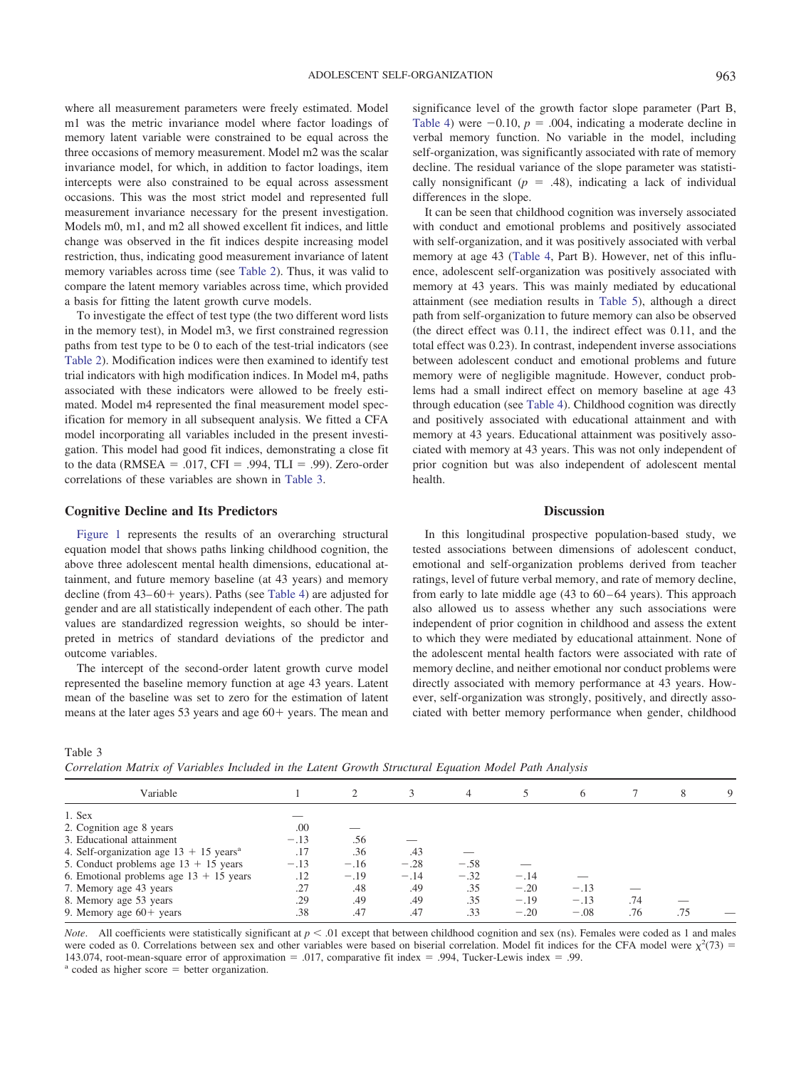where all measurement parameters were freely estimated. Model m1 was the metric invariance model where factor loadings of memory latent variable were constrained to be equal across the three occasions of memory measurement. Model m2 was the scalar invariance model, for which, in addition to factor loadings, item intercepts were also constrained to be equal across assessment occasions. This was the most strict model and represented full measurement invariance necessary for the present investigation. Models m0, m1, and m2 all showed excellent fit indices, and little change was observed in the fit indices despite increasing model restriction, thus, indicating good measurement invariance of latent memory variables across time (see Table 2). Thus, it was valid to compare the latent memory variables across time, which provided a basis for fitting the latent growth curve models.

To investigate the effect of test type (the two different word lists in the memory test), in Model m3, we first constrained regression paths from test type to be 0 to each of the test-trial indicators (see Table 2). Modification indices were then examined to identify test trial indicators with high modification indices. In Model m4, paths associated with these indicators were allowed to be freely estimated. Model m4 represented the final measurement model specification for memory in all subsequent analysis. We fitted a CFA model incorporating all variables included in the present investigation. This model had good fit indices, demonstrating a close fit to the data (RMSEA = .017, CFI = .994, TLI = .99). Zero-order correlations of these variables are shown in Table 3.

## Cognitive Decline and Its Predictors

Figure 1 represents the results of an overarching structural equation model that shows paths linking childhood cognition, the above three adolescent mental health dimensions, educational attainment, and future memory baseline (at 43 years) and memory decline (from 43–60+ years). Paths (see Table 4) are adjusted for gender and are all statistically independent of each other. The path values are standardized regression weights, so should be interpreted in metrics of standard deviations of the predictor and outcome variables.

The intercept of the second-order latent growth curve model represented the baseline memory function at age 43 years. Latent mean of the baseline was set to zero for the estimation of latent means at the later ages 53 years and age 60+ years. The mean and significance level of the growth factor slope parameter (Part B, Table 4) were −0.10, $p$ = .004, indicating a moderate decline in verbal memory function. No variable in the model, including self-organization, was significantly associated with rate of memory decline. The residual variance of the slope parameter was statistically nonsignificant ($p$ = .48), indicating a lack of individual differences in the slope.

It can be seen that childhood cognition was inversely associated with conduct and emotional problems and positively associated with self-organization, and it was positively associated with verbal memory at age 43 (Table 4, Part B). However, net of this influence, adolescent self-organization was positively associated with memory at 43 years. This was mainly mediated by educational attainment (see mediation results in Table 5), although a direct path from self-organization to future memory can also be observed (the direct effect was 0.11, the indirect effect was 0.11, and the total effect was 0.23). In contrast, independent inverse associations between adolescent conduct and emotional problems and future memory were of negligible magnitude. However, conduct problems had a small indirect effect on memory baseline at age 43 through education (see Table 4). Childhood cognition was directly and positively associated with educational attainment and with memory at 43 years. Educational attainment was positively associated with memory at 43 years. This was not only independent of prior cognition but was also independent of adolescent mental health.

## Discussion

In this longitudinal prospective population-based study, we tested associations between dimensions of adolescent conduct, emotional and self-organization problems derived from teacher ratings, level of future verbal memory, and rate of memory decline, from early to late middle age (43 to 60–64 years). This approach also allowed us to assess whether any such associations were independent of prior cognition in childhood and assess the extent to which they were mediated by educational attainment. None of the adolescent mental health factors were associated with rate of memory decline, and neither emotional nor conduct problems were directly associated with memory performance at 43 years. However, self-organization was strongly, positively, and directly associated with better memory performance when gender, childhood

Table 3
*Correlation Matrix of Variables Included in the Latent Growth Structural Equation Model Path Analysis*

| Variable | 1 | 2 | 3 | 4 | 5 | 6 | 7 | 8 | 9 |
|---|---|---|---|---|---|---|---|---|---|
| 1. Sex | — | | | | | | | | |
| 2. Cognition age 8 years | .00 | — | | | | | | | |
| 3. Educational attainment | −.13 | .56 | — | | | | | | |
| 4. Self-organization age 13 + 15 years[a] | .17 | .36 | .43 | — | | | | | |
| 5. Conduct problems age 13 + 15 years | −.13 | −.16 | −.28 | −.58 | — | | | | |
| 6. Emotional problems age 13 + 15 years | .12 | −.19 | −.14 | −.32 | −.14 | — | | | |
| 7. Memory age 43 years | .27 | .48 | .49 | .35 | −.20 | −.13 | — | | |
| 8. Memory age 53 years | .29 | .49 | .49 | .35 | −.19 | −.13 | .74 | — | |
| 9. Memory age 60+ years | .38 | .47 | .47 | .33 | −.20 | −.08 | .76 | .75 | — |

*Note*. All coefficients were statistically significant at $p < .01$ except that between childhood cognition and sex (ns). Females were coded as 1 and males were coded as 0. Correlations between sex and other variables were based on biserial correlation. Model fit indices for the CFA model were $\chi^2(73)$ = 143.074, root-mean-square error of approximation = .017, comparative fit index = .994, Tucker-Lewis index = .99.
[a] coded as higher score = better organization.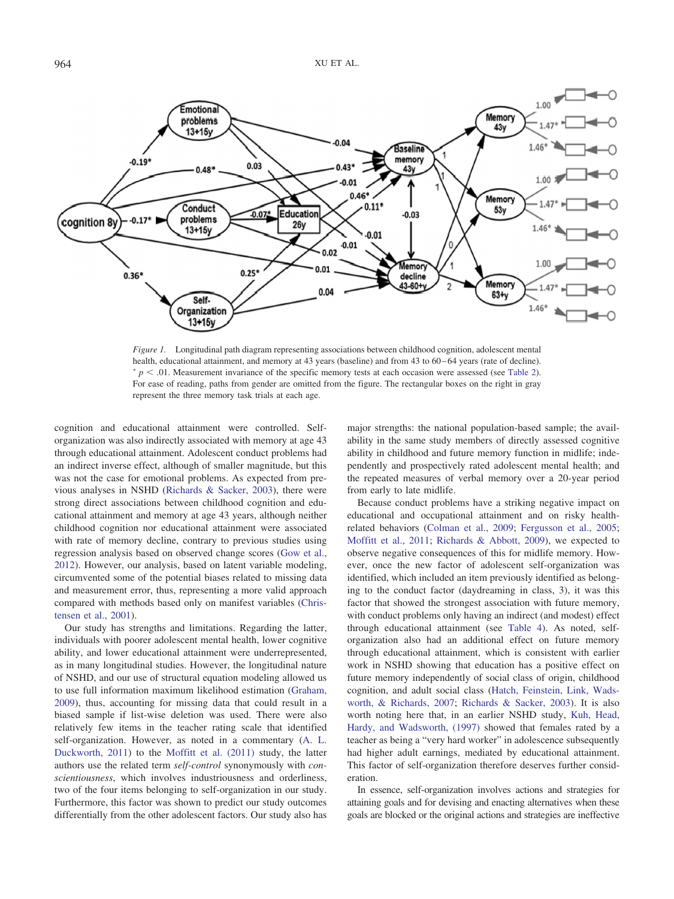*Figure 1.* Longitudinal path diagram representing associations between childhood cognition, adolescent mental health, educational attainment, and memory at 43 years (baseline) and from 43 to 60–64 years (rate of decline). * $p < .01$. Measurement invariance of the specific memory tests at each occasion were assessed (see Table 2). For ease of reading, paths from gender are omitted from the figure. The rectangular boxes on the right in gray represent the three memory task trials at each age.

cognition and educational attainment were controlled. Self-organization was also indirectly associated with memory at age 43 through educational attainment. Adolescent conduct problems had an indirect inverse effect, although of smaller magnitude, but this was not the case for emotional problems. As expected from previous analyses in NSHD (Richards & Sacker, 2003), there were strong direct associations between childhood cognition and educational attainment and memory at age 43 years, although neither childhood cognition nor educational attainment were associated with rate of memory decline, contrary to previous studies using regression analysis based on observed change scores (Gow et al., 2012). However, our analysis, based on latent variable modeling, circumvented some of the potential biases related to missing data and measurement error, thus, representing a more valid approach compared with methods based only on manifest variables (Christensen et al., 2001).

Our study has strengths and limitations. Regarding the latter, individuals with poorer adolescent mental health, lower cognitive ability, and lower educational attainment were underrepresented, as in many longitudinal studies. However, the longitudinal nature of NSHD, and our use of structural equation modeling allowed us to use full information maximum likelihood estimation (Graham, 2009), thus, accounting for missing data that could result in a biased sample if list-wise deletion was used. There were also relatively few items in the teacher rating scale that identified self-organization. However, as noted in a commentary (A. L. Duckworth, 2011) to the Moffitt et al. (2011) study, the latter authors use the related term *self-control* synonymously with *conscientiousness*, which involves industriousness and orderliness, two of the four items belonging to self-organization in our study. Furthermore, this factor was shown to predict our study outcomes differentially from the other adolescent factors. Our study also has major strengths: the national population-based sample; the availability in the same study members of directly assessed cognitive ability in childhood and future memory function in midlife; independently and prospectively rated adolescent mental health; and the repeated measures of verbal memory over a 20-year period from early to late midlife.

Because conduct problems have a striking negative impact on educational and occupational attainment and on risky health-related behaviors (Colman et al., 2009; Fergusson et al., 2005; Moffitt et al., 2011; Richards & Abbott, 2009), we expected to observe negative consequences of this for midlife memory. However, once the new factor of adolescent self-organization was identified, which included an item previously identified as belonging to the conduct factor (daydreaming in class, 3), it was this factor that showed the strongest association with future memory, with conduct problems only having an indirect (and modest) effect through educational attainment (see Table 4). As noted, self-organization also had an additional effect on future memory through educational attainment, which is consistent with earlier work in NSHD showing that education has a positive effect on future memory independently of social class of origin, childhood cognition, and adult social class (Hatch, Feinstein, Link, Wadsworth, & Richards, 2007; Richards & Sacker, 2003). It is also worth noting here that, in an earlier NSHD study, Kuh, Head, Hardy, and Wadsworth, (1997) showed that females rated by a teacher as being a "very hard worker" in adolescence subsequently had higher adult earnings, mediated by educational attainment. This factor of self-organization therefore deserves further consideration.

In essence, self-organization involves actions and strategies for attaining goals and for devising and enacting alternatives when these goals are blocked or the original actions and strategies are ineffective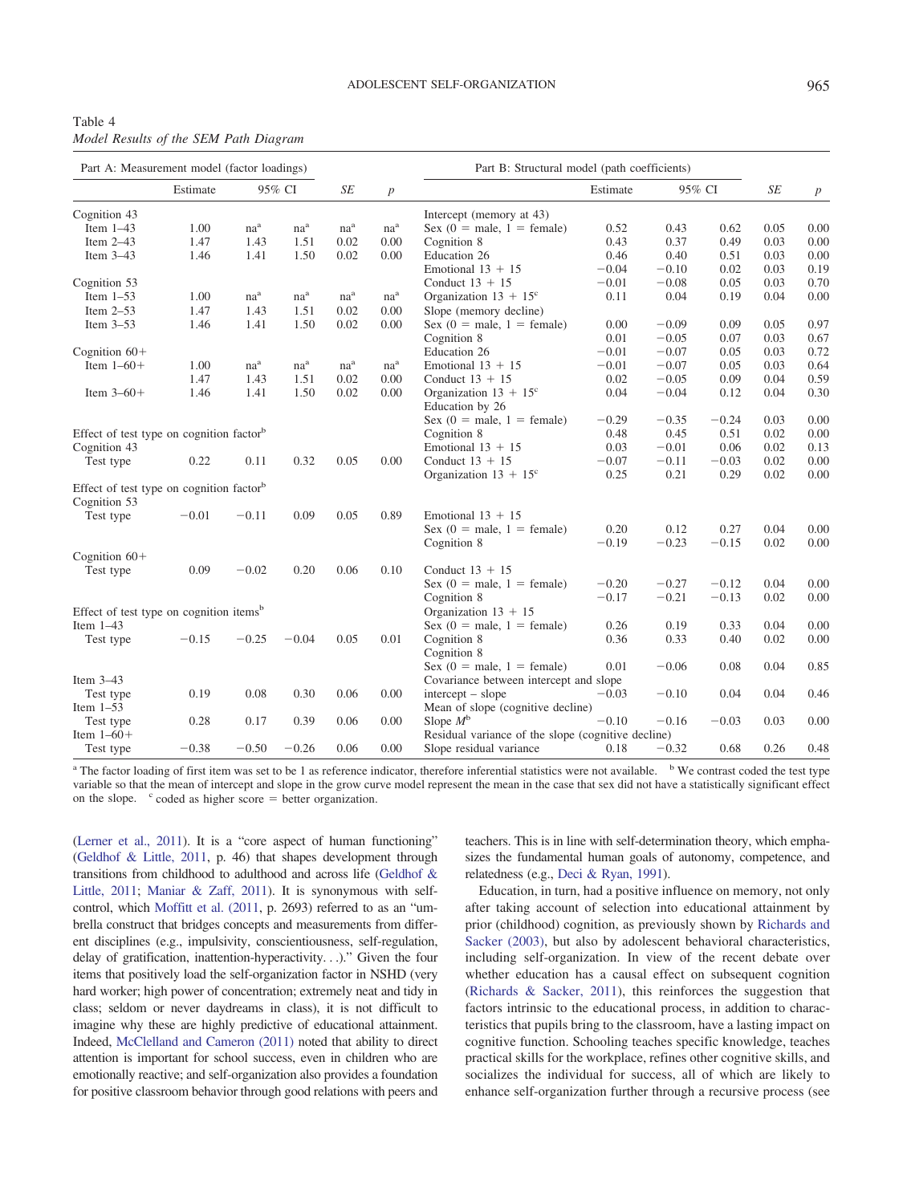Table 4
*Model Results of the SEM Path Diagram*

| Part A: Measurement model (factor loadings) | Estimate | 95% CI | | *SE* | *p* |
|---|---|---|---|---|---|
| Cognition 43 | | | | | |
| Item 1–43 | 1.00 | na[a] | na[a] | na[a] | na[a] |
| Item 2–43 | 1.47 | 1.43 | 1.51 | 0.02 | 0.00 |
| Item 3–43 | 1.46 | 1.41 | 1.50 | 0.02 | 0.00 |
| Cognition 53 | | | | | |
| Item 1–53 | 1.00 | na[a] | na[a] | na[a] | na[a] |
| Item 2–53 | 1.47 | 1.43 | 1.51 | 0.02 | 0.00 |
| Item 3–53 | 1.46 | 1.41 | 1.50 | 0.02 | 0.00 |
| Cognition 60+ | | | | | |
| Item 1–60+ | 1.00 | na[a] | na[a] | na[a] | na[a] |
| | 1.47 | 1.43 | 1.51 | 0.02 | 0.00 |
| Item 3–60+ | 1.46 | 1.41 | 1.50 | 0.02 | 0.00 |
| Effect of test type on cognition factor[b] | | | | | |
| Cognition 43 | | | | | |
| Test type | 0.22 | 0.11 | 0.32 | 0.05 | 0.00 |
| Effect of test type on cognition factor[b] | | | | | |
| Cognition 53 | | | | | |
| Test type | −0.01 | −0.11 | 0.09 | 0.05 | 0.89 |
| Cognition 60+ | | | | | |
| Test type | 0.09 | −0.02 | 0.20 | 0.06 | 0.10 |
| Effect of test type on cognition items[b] | | | | | |
| Item 1–43 | | | | | |
| Test type | −0.15 | −0.25 | −0.04 | 0.05 | 0.01 |
| Item 3–43 | | | | | |
| Test type | 0.19 | 0.08 | 0.30 | 0.06 | 0.00 |
| Item 1–53 | | | | | |
| Test type | 0.28 | 0.17 | 0.39 | 0.06 | 0.00 |
| Item 1–60+ | | | | | |
| Test type | −0.38 | −0.50 | −0.26 | 0.06 | 0.00 |

| Part B: Structural model (path coefficients) | Estimate | 95% CI | | *SE* | *p* |
|---|---|---|---|---|---|
| Intercept (memory at 43) | | | | | |
| Sex (0 = male, 1 = female) | 0.52 | 0.43 | 0.62 | 0.05 | 0.00 |
| Cognition 8 | 0.43 | 0.37 | 0.49 | 0.03 | 0.00 |
| Education 26 | 0.46 | 0.40 | 0.51 | 0.03 | 0.00 |
| Emotional 13 + 15 | −0.04 | −0.10 | 0.02 | 0.03 | 0.19 |
| Conduct 13 + 15 | −0.01 | −0.08 | 0.05 | 0.03 | 0.70 |
| Organization 13 + 15[c] | 0.11 | 0.04 | 0.19 | 0.04 | 0.00 |
| Slope (memory decline) | | | | | |
| Sex (0 = male, 1 = female) | 0.00 | −0.09 | 0.09 | 0.05 | 0.97 |
| Cognition 8 | 0.01 | −0.05 | 0.07 | 0.03 | 0.67 |
| Education 26 | −0.01 | −0.07 | 0.05 | 0.03 | 0.72 |
| Emotional 13 + 15 | −0.01 | −0.07 | 0.05 | 0.03 | 0.64 |
| Conduct 13 + 15 | 0.02 | −0.05 | 0.09 | 0.04 | 0.59 |
| Organization 13 + 15[c] | 0.04 | −0.04 | 0.12 | 0.04 | 0.30 |
| Education by 26 | | | | | |
| Sex (0 = male, 1 = female) | −0.29 | −0.35 | −0.24 | 0.03 | 0.00 |
| Cognition 8 | 0.48 | 0.45 | 0.51 | 0.02 | 0.00 |
| Emotional 13 + 15 | 0.03 | −0.01 | 0.06 | 0.02 | 0.13 |
| Conduct 13 + 15 | −0.07 | −0.11 | −0.03 | 0.02 | 0.00 |
| Organization 13 + 15[c] | 0.25 | 0.21 | 0.29 | 0.02 | 0.00 |
| Emotional 13 + 15 | | | | | |
| Sex (0 = male, 1 = female) | 0.20 | 0.12 | 0.27 | 0.04 | 0.00 |
| Cognition 8 | −0.19 | −0.23 | −0.15 | 0.02 | 0.00 |
| Conduct 13 + 15 | | | | | |
| Sex (0 = male, 1 = female) | −0.20 | −0.27 | −0.12 | 0.04 | 0.00 |
| Cognition 8 | −0.17 | −0.21 | −0.13 | 0.02 | 0.00 |
| Organization 13 + 15 | | | | | |
| Sex (0 = male, 1 = female) | 0.26 | 0.19 | 0.33 | 0.04 | 0.00 |
| Cognition 8 | 0.36 | 0.33 | 0.40 | 0.02 | 0.00 |
| Cognition 8 | | | | | |
| Sex (0 = male, 1 = female) | 0.01 | −0.06 | 0.08 | 0.04 | 0.85 |
| Covariance between intercept and slope | | | | | |
| intercept – slope | −0.03 | −0.10 | 0.04 | 0.04 | 0.46 |
| Mean of slope (cognitive decline) | | | | | |
| Slope *M*[b] | −0.10 | −0.16 | −0.03 | 0.03 | 0.00 |
| Residual variance of the slope (cognitive decline) | | | | | |
| Slope residual variance | 0.18 | −0.32 | 0.68 | 0.26 | 0.48 |

[a] The factor loading of first item was set to be 1 as reference indicator, therefore inferential statistics were not available. [b] We contrast coded the test type variable so that the mean of intercept and slope in the grow curve model represent the mean in the case that sex did not have a statistically significant effect on the slope. [c] coded as higher score = better organization.

(Lerner et al., 2011). It is a "core aspect of human functioning" (Geldhof & Little, 2011, p. 46) that shapes development through transitions from childhood to adulthood and across life (Geldhof & Little, 2011; Maniar & Zaff, 2011). It is synonymous with self-control, which Moffitt et al. (2011, p. 2693) referred to as an "umbrella construct that bridges concepts and measurements from different disciplines (e.g., impulsivity, conscientiousness, self-regulation, delay of gratification, inattention-hyperactivity. . .)." Given the four items that positively load the self-organization factor in NSHD (very hard worker; high power of concentration; extremely neat and tidy in class; seldom or never daydreams in class), it is not difficult to imagine why these are highly predictive of educational attainment. Indeed, McClelland and Cameron (2011) noted that ability to direct attention is important for school success, even in children who are emotionally reactive; and self-organization also provides a foundation for positive classroom behavior through good relations with peers and teachers. This is in line with self-determination theory, which emphasizes the fundamental human goals of autonomy, competence, and relatedness (e.g., Deci & Ryan, 1991).

Education, in turn, had a positive influence on memory, not only after taking account of selection into educational attainment by prior (childhood) cognition, as previously shown by Richards and Sacker (2003), but also by adolescent behavioral characteristics, including self-organization. In view of the recent debate over whether education has a causal effect on subsequent cognition (Richards & Sacker, 2011), this reinforces the suggestion that factors intrinsic to the educational process, in addition to characteristics that pupils bring to the classroom, have a lasting impact on cognitive function. Schooling teaches specific knowledge, teaches practical skills for the workplace, refines other cognitive skills, and socializes the individual for success, all of which are likely to enhance self-organization further through a recursive process (see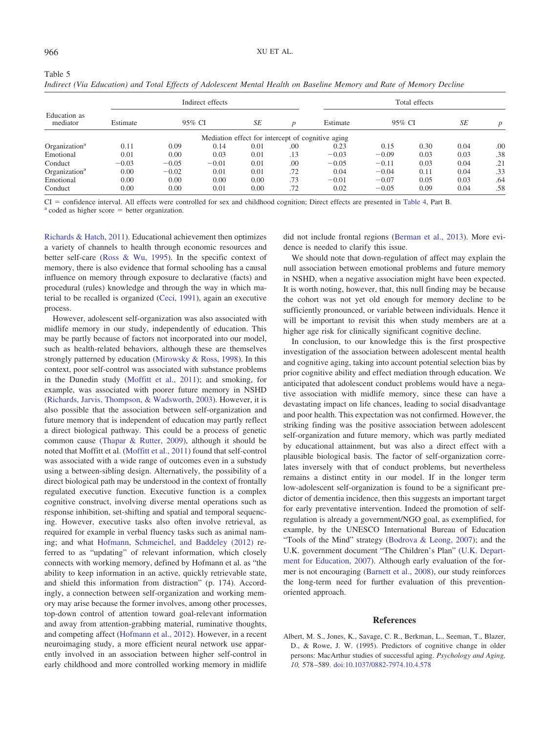Table 5

*Indirect (Via Education) and Total Effects of Adolescent Mental Health on Baseline Memory and Rate of Memory Decline*

| Education as mediator | Indirect effects | | | | | Total effects | | | | |
|---|---|---|---|---|---|---|---|---|---|---|
| | Estimate | 95% CI | | *SE* | *p* | Estimate | 95% CI | | *SE* | *p* |
| Mediation effect for intercept of cognitive aging | | | | | | | | | | |
| Organization[a] | 0.11 | 0.09 | 0.14 | 0.01 | .00 | 0.23 | 0.15 | 0.30 | 0.04 | .00 |
| Emotional | 0.01 | 0.00 | 0.03 | 0.01 | .13 | −0.03 | −0.09 | 0.03 | 0.03 | .38 |
| Conduct | −0.03 | −0.05 | −0.01 | 0.01 | .00 | −0.05 | −0.11 | 0.03 | 0.04 | .21 |
| Organization[a] | 0.00 | −0.02 | 0.01 | 0.01 | .72 | 0.04 | −0.04 | 0.11 | 0.04 | .33 |
| Emotional | 0.00 | 0.00 | 0.00 | 0.00 | .73 | −0.01 | −0.07 | 0.05 | 0.03 | .64 |
| Conduct | 0.00 | 0.00 | 0.01 | 0.00 | .72 | 0.02 | −0.05 | 0.09 | 0.04 | .58 |

CI = confidence interval. All effects were controlled for sex and childhood cognition; Direct effects are presented in Table 4, Part B.
[a] coded as higher score = better organization.

Richards & Hatch, 2011). Educational achievement then optimizes a variety of channels to health through economic resources and better self-care (Ross & Wu, 1995). In the specific context of memory, there is also evidence that formal schooling has a causal influence on memory through exposure to declarative (facts) and procedural (rules) knowledge and through the way in which material to be recalled is organized (Ceci, 1991), again an executive process.

However, adolescent self-organization was also associated with midlife memory in our study, independently of education. This may be partly because of factors not incorporated into our model, such as health-related behaviors, although these are themselves strongly patterned by education (Mirowsky & Ross, 1998). In this context, poor self-control was associated with substance problems in the Dunedin study (Moffitt et al., 2011); and smoking, for example, was associated with poorer future memory in NSHD (Richards, Jarvis, Thompson, & Wadsworth, 2003). However, it is also possible that the association between self-organization and future memory that is independent of education may partly reflect a direct biological pathway. This could be a process of genetic common cause (Thapar & Rutter, 2009), although it should be noted that Moffitt et al. (Moffitt et al., 2011) found that self-control was associated with a wide range of outcomes even in a substudy using a between-sibling design. Alternatively, the possibility of a direct biological path may be understood in the context of frontally regulated executive function. Executive function is a complex cognitive construct, involving diverse mental operations such as response inhibition, set-shifting and spatial and temporal sequencing. However, executive tasks also often involve retrieval, as required for example in verbal fluency tasks such as animal naming; and what Hofmann, Schmeichel, and Baddeley (2012) referred to as "updating" of relevant information, which closely connects with working memory, defined by Hofmann et al. as "the ability to keep information in an active, quickly retrievable state, and shield this information from distraction" (p. 174). Accordingly, a connection between self-organization and working memory may arise because the former involves, among other processes, top-down control of attention toward goal-relevant information and away from attention-grabbing material, ruminative thoughts, and competing affect (Hofmann et al., 2012). However, in a recent neuroimaging study, a more efficient neural network use apparently involved in an association between higher self-control in early childhood and more controlled working memory in midlife did not include frontal regions (Berman et al., 2013). More evidence is needed to clarify this issue.

We should note that down-regulation of affect may explain the null association between emotional problems and future memory in NSHD, when a negative association might have been expected. It is worth noting, however, that, this null finding may be because the cohort was not yet old enough for memory decline to be sufficiently pronounced, or variable between individuals. Hence it will be important to revisit this when study members are at a higher age risk for clinically significant cognitive decline.

In conclusion, to our knowledge this is the first prospective investigation of the association between adolescent mental health and cognitive aging, taking into account potential selection bias by prior cognitive ability and effect mediation through education. We anticipated that adolescent conduct problems would have a negative association with midlife memory, since these can have a devastating impact on life chances, leading to social disadvantage and poor health. This expectation was not confirmed. However, the striking finding was the positive association between adolescent self-organization and future memory, which was partly mediated by educational attainment, but was also a direct effect with a plausible biological basis. The factor of self-organization correlates inversely with that of conduct problems, but nevertheless remains a distinct entity in our model. If in the longer term low-adolescent self-organization is found to be a significant predictor of dementia incidence, then this suggests an important target for early preventative intervention. Indeed the promotion of self-regulation is already a government/NGO goal, as exemplified, for example, by the UNESCO International Bureau of Education "Tools of the Mind" strategy (Bodrova & Leong, 2007); and the U.K. government document "The Children's Plan" (U.K. Department for Education, 2007). Although early evaluation of the former is not encouraging (Barnett et al., 2008), our study reinforces the long-term need for further evaluation of this prevention-oriented approach.

## References

Albert, M. S., Jones, K., Savage, C. R., Berkman, L., Seeman, T., Blazer, D., & Rowe, J. W. (1995). Predictors of cognitive change in older persons: MacArthur studies of successful aging. *Psychology and Aging, 10,* 578–589. doi:10.1037/0882-7974.10.4.578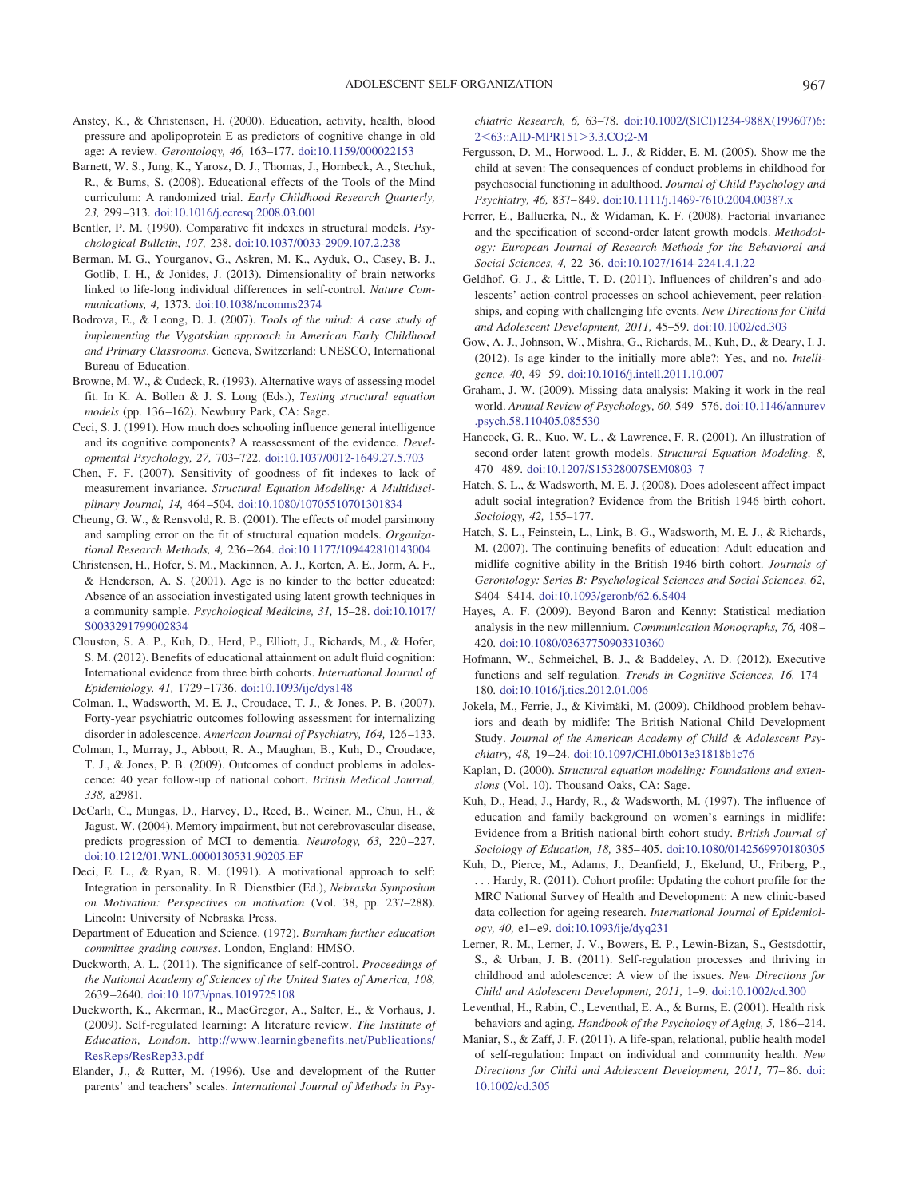Anstey, K., & Christensen, H. (2000). Education, activity, health, blood pressure and apolipoprotein E as predictors of cognitive change in old age: A review. *Gerontology, 46,* 163–177. doi:10.1159/000022153

Barnett, W. S., Jung, K., Yarosz, D. J., Thomas, J., Hornbeck, A., Stechuk, R., & Burns, S. (2008). Educational effects of the Tools of the Mind curriculum: A randomized trial. *Early Childhood Research Quarterly, 23,* 299–313. doi:10.1016/j.ecresq.2008.03.001

Bentler, P. M. (1990). Comparative fit indexes in structural models. *Psychological Bulletin, 107,* 238. doi:10.1037/0033-2909.107.2.238

Berman, M. G., Yourganov, G., Askren, M. K., Ayduk, O., Casey, B. J., Gotlib, I. H., & Jonides, J. (2013). Dimensionality of brain networks linked to life-long individual differences in self-control. *Nature Communications, 4,* 1373. doi:10.1038/ncomms2374

Bodrova, E., & Leong, D. J. (2007). *Tools of the mind: A case study of implementing the Vygotskian approach in American Early Childhood and Primary Classrooms*. Geneva, Switzerland: UNESCO, International Bureau of Education.

Browne, M. W., & Cudeck, R. (1993). Alternative ways of assessing model fit. In K. A. Bollen & J. S. Long (Eds.), *Testing structural equation models* (pp. 136–162). Newbury Park, CA: Sage.

Ceci, S. J. (1991). How much does schooling influence general intelligence and its cognitive components? A reassessment of the evidence. *Developmental Psychology, 27,* 703–722. doi:10.1037/0012-1649.27.5.703

Chen, F. F. (2007). Sensitivity of goodness of fit indexes to lack of measurement invariance. *Structural Equation Modeling: A Multidisciplinary Journal, 14,* 464–504. doi:10.1080/10705510701301834

Cheung, G. W., & Rensvold, R. B. (2001). The effects of model parsimony and sampling error on the fit of structural equation models. *Organizational Research Methods, 4,* 236–264. doi:10.1177/109442810143004

Christensen, H., Hofer, S. M., Mackinnon, A. J., Korten, A. E., Jorm, A. F., & Henderson, A. S. (2001). Age is no kinder to the better educated: Absence of an association investigated using latent growth techniques in a community sample. *Psychological Medicine, 31,* 15–28. doi:10.1017/S0033291799002834

Clouston, S. A. P., Kuh, D., Herd, P., Elliott, J., Richards, M., & Hofer, S. M. (2012). Benefits of educational attainment on adult fluid cognition: International evidence from three birth cohorts. *International Journal of Epidemiology, 41,* 1729–1736. doi:10.1093/ije/dys148

Colman, I., Wadsworth, M. E. J., Croudace, T. J., & Jones, P. B. (2007). Forty-year psychiatric outcomes following assessment for internalizing disorder in adolescence. *American Journal of Psychiatry, 164,* 126–133.

Colman, I., Murray, J., Abbott, R. A., Maughan, B., Kuh, D., Croudace, T. J., & Jones, P. B. (2009). Outcomes of conduct problems in adolescence: 40 year follow-up of national cohort. *British Medical Journal, 338,* a2981.

DeCarli, C., Mungas, D., Harvey, D., Reed, B., Weiner, M., Chui, H., & Jagust, W. (2004). Memory impairment, but not cerebrovascular disease, predicts progression of MCI to dementia. *Neurology, 63,* 220–227. doi:10.1212/01.WNL.0000130531.90205.EF

Deci, E. L., & Ryan, R. M. (1991). A motivational approach to self: Integration in personality. In R. Dienstbier (Ed.), *Nebraska Symposium on Motivation: Perspectives on motivation* (Vol. 38, pp. 237–288). Lincoln: University of Nebraska Press.

Department of Education and Science. (1972). *Burnham further education committee grading courses*. London, England: HMSO.

Duckworth, A. L. (2011). The significance of self-control. *Proceedings of the National Academy of Sciences of the United States of America, 108,* 2639–2640. doi:10.1073/pnas.1019725108

Duckworth, K., Akerman, R., MacGregor, A., Salter, E., & Vorhaus, J. (2009). Self-regulated learning: A literature review. *The Institute of Education, London*. http://www.learningbenefits.net/Publications/ResReps/ResRep33.pdf

Elander, J., & Rutter, M. (1996). Use and development of the Rutter parents' and teachers' scales. *International Journal of Methods in Psychiatric Research, 6,* 63–78. doi:10.1002/(SICI)1234-988X(199607)6:2<63::AID-MPR151>3.3.CO;2-M

Fergusson, D. M., Horwood, L. J., & Ridder, E. M. (2005). Show me the child at seven: The consequences of conduct problems in childhood for psychosocial functioning in adulthood. *Journal of Child Psychology and Psychiatry, 46,* 837–849. doi:10.1111/j.1469-7610.2004.00387.x

Ferrer, E., Balluerka, N., & Widaman, K. F. (2008). Factorial invariance and the specification of second-order latent growth models. *Methodology: European Journal of Research Methods for the Behavioral and Social Sciences, 4,* 22–36. doi:10.1027/1614-2241.4.1.22

Geldhof, G. J., & Little, T. D. (2011). Influences of children's and adolescents' action-control processes on school achievement, peer relationships, and coping with challenging life events. *New Directions for Child and Adolescent Development, 2011,* 45–59. doi:10.1002/cd.303

Gow, A. J., Johnson, W., Mishra, G., Richards, M., Kuh, D., & Deary, I. J. (2012). Is age kinder to the initially more able?: Yes, and no. *Intelligence, 40,* 49–59. doi:10.1016/j.intell.2011.10.007

Graham, J. W. (2009). Missing data analysis: Making it work in the real world. *Annual Review of Psychology, 60,* 549–576. doi:10.1146/annurev.psych.58.110405.085530

Hancock, G. R., Kuo, W. L., & Lawrence, F. R. (2001). An illustration of second-order latent growth models. *Structural Equation Modeling, 8,* 470–489. doi:10.1207/S15328007SEM0803_7

Hatch, S. L., & Wadsworth, M. E. J. (2008). Does adolescent affect impact adult social integration? Evidence from the British 1946 birth cohort. *Sociology, 42,* 155–177.

Hatch, S. L., Feinstein, L., Link, B. G., Wadsworth, M. E. J., & Richards, M. (2007). The continuing benefits of education: Adult education and midlife cognitive ability in the British 1946 birth cohort. *Journals of Gerontology: Series B: Psychological Sciences and Social Sciences, 62,* S404–S414. doi:10.1093/geronb/62.6.S404

Hayes, A. F. (2009). Beyond Baron and Kenny: Statistical mediation analysis in the new millennium. *Communication Monographs, 76,* 408–420. doi:10.1080/03637750903310360

Hofmann, W., Schmeichel, B. J., & Baddeley, A. D. (2012). Executive functions and self-regulation. *Trends in Cognitive Sciences, 16,* 174–180. doi:10.1016/j.tics.2012.01.006

Jokela, M., Ferrie, J., & Kivimäki, M. (2009). Childhood problem behaviors and death by midlife: The British National Child Development Study. *Journal of the American Academy of Child & Adolescent Psychiatry, 48,* 19–24. doi:10.1097/CHI.0b013e31818b1c76

Kaplan, D. (2000). *Structural equation modeling: Foundations and extensions* (Vol. 10). Thousand Oaks, CA: Sage.

Kuh, D., Head, J., Hardy, R., & Wadsworth, M. (1997). The influence of education and family background on women's earnings in midlife: Evidence from a British national birth cohort study. *British Journal of Sociology of Education, 18,* 385–405. doi:10.1080/0142569970180305

Kuh, D., Pierce, M., Adams, J., Deanfield, J., Ekelund, U., Friberg, P., . . . Hardy, R. (2011). Cohort profile: Updating the cohort profile for the MRC National Survey of Health and Development: A new clinic-based data collection for ageing research. *International Journal of Epidemiology, 40,* e1–e9. doi:10.1093/ije/dyq231

Lerner, R. M., Lerner, J. V., Bowers, E. P., Lewin-Bizan, S., Gestsdottir, S., & Urban, J. B. (2011). Self-regulation processes and thriving in childhood and adolescence: A view of the issues. *New Directions for Child and Adolescent Development, 2011,* 1–9. doi:10.1002/cd.300

Leventhal, H., Rabin, C., Leventhal, E. A., & Burns, E. (2001). Health risk behaviors and aging. *Handbook of the Psychology of Aging, 5,* 186–214.

Maniar, S., & Zaff, J. F. (2011). A life-span, relational, public health model of self-regulation: Impact on individual and community health. *New Directions for Child and Adolescent Development, 2011,* 77–86. doi:10.1002/cd.305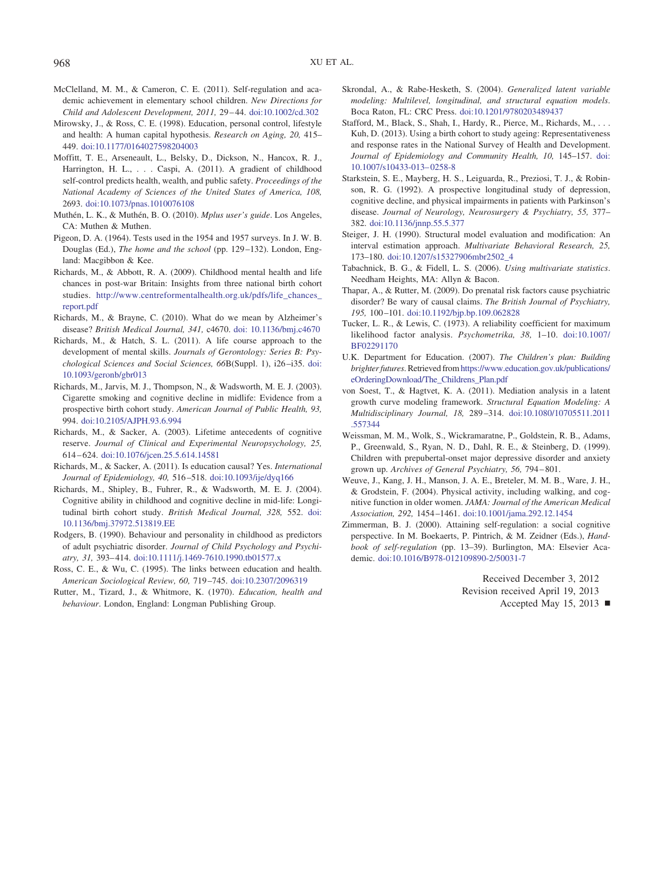McClelland, M. M., & Cameron, C. E. (2011). Self-regulation and academic achievement in elementary school children. *New Directions for Child and Adolescent Development, 2011,* 29–44. doi:10.1002/cd.302

Mirowsky, J., & Ross, C. E. (1998). Education, personal control, lifestyle and health: A human capital hypothesis. *Research on Aging, 20,* 415–449. doi:10.1177/0164027598204003

Moffitt, T. E., Arseneault, L., Belsky, D., Dickson, N., Hancox, R. J., Harrington, H. L., . . . Caspi, A. (2011). A gradient of childhood self-control predicts health, wealth, and public safety. *Proceedings of the National Academy of Sciences of the United States of America, 108,* 2693. doi:10.1073/pnas.1010076108

Muthén, L. K., & Muthén, B. O. (2010). *Mplus user's guide*. Los Angeles, CA: Muthen & Muthen.

Pigeon, D. A. (1964). Tests used in the 1954 and 1957 surveys. In J. W. B. Douglas (Ed.), *The home and the school* (pp. 129–132). London, England: Macgibbon & Kee.

Richards, M., & Abbott, R. A. (2009). Childhood mental health and life chances in post-war Britain: Insights from three national birth cohort studies. http://www.centreformentalhealth.org.uk/pdfs/life_chances_report.pdf

Richards, M., & Brayne, C. (2010). What do we mean by Alzheimer's disease? *British Medical Journal, 341,* c4670. doi: 10.1136/bmj.c4670

Richards, M., & Hatch, S. L. (2011). A life course approach to the development of mental skills. *Journals of Gerontology: Series B: Psychological Sciences and Social Sciences, 66*B(Suppl. 1), i26–i35. doi:10.1093/geronb/gbr013

Richards, M., Jarvis, M. J., Thompson, N., & Wadsworth, M. E. J. (2003). Cigarette smoking and cognitive decline in midlife: Evidence from a prospective birth cohort study. *American Journal of Public Health, 93,* 994. doi:10.2105/AJPH.93.6.994

Richards, M., & Sacker, A. (2003). Lifetime antecedents of cognitive reserve. *Journal of Clinical and Experimental Neuropsychology, 25,* 614–624. doi:10.1076/jcen.25.5.614.14581

Richards, M., & Sacker, A. (2011). Is education causal? Yes. *International Journal of Epidemiology, 40,* 516–518. doi:10.1093/ije/dyq166

Richards, M., Shipley, B., Fuhrer, R., & Wadsworth, M. E. J. (2004). Cognitive ability in childhood and cognitive decline in mid-life: Longitudinal birth cohort study. *British Medical Journal, 328,* 552. doi:10.1136/bmj.37972.513819.EE

Rodgers, B. (1990). Behaviour and personality in childhood as predictors of adult psychiatric disorder. *Journal of Child Psychology and Psychiatry, 31,* 393–414. doi:10.1111/j.1469-7610.1990.tb01577.x

Ross, C. E., & Wu, C. (1995). The links between education and health. *American Sociological Review, 60,* 719–745. doi:10.2307/2096319

Rutter, M., Tizard, J., & Whitmore, K. (1970). *Education, health and behaviour*. London, England: Longman Publishing Group.

Skrondal, A., & Rabe-Hesketh, S. (2004). *Generalized latent variable modeling: Multilevel, longitudinal, and structural equation models*. Boca Raton, FL: CRC Press. doi:10.1201/9780203489437

Stafford, M., Black, S., Shah, I., Hardy, R., Pierce, M., Richards, M., . . . Kuh, D. (2013). Using a birth cohort to study ageing: Representativeness and response rates in the National Survey of Health and Development. *Journal of Epidemiology and Community Health, 10,* 145–157. doi:10.1007/s10433-013–0258-8

Starkstein, S. E., Mayberg, H. S., Leiguarda, R., Preziosi, T. J., & Robinson, R. G. (1992). A prospective longitudinal study of depression, cognitive decline, and physical impairments in patients with Parkinson's disease. *Journal of Neurology, Neurosurgery & Psychiatry, 55,* 377–382. doi:10.1136/jnnp.55.5.377

Steiger, J. H. (1990). Structural model evaluation and modification: An interval estimation approach. *Multivariate Behavioral Research, 25,* 173–180. doi:10.1207/s15327906mbr2502_4

Tabachnick, B. G., & Fidell, L. S. (2006). *Using multivariate statistics*. Needham Heights, MA: Allyn & Bacon.

Thapar, A., & Rutter, M. (2009). Do prenatal risk factors cause psychiatric disorder? Be wary of causal claims. *The British Journal of Psychiatry, 195,* 100–101. doi:10.1192/bjp.bp.109.062828

Tucker, L. R., & Lewis, C. (1973). A reliability coefficient for maximum likelihood factor analysis. *Psychometrika, 38,* 1–10. doi:10.1007/BF02291170

U.K. Department for Education. (2007). *The Children's plan: Building brighter futures*. Retrieved from https://www.education.gov.uk/publications/eOrderingDownload/The_Childrens_Plan.pdf

von Soest, T., & Hagtvet, K. A. (2011). Mediation analysis in a latent growth curve modeling framework. *Structural Equation Modeling: A Multidisciplinary Journal, 18,* 289–314. doi:10.1080/10705511.2011.557344

Weissman, M. M., Wolk, S., Wickramaratne, P., Goldstein, R. B., Adams, P., Greenwald, S., Ryan, N. D., Dahl, R. E., & Steinberg, D. (1999). Children with prepubertal-onset major depressive disorder and anxiety grown up. *Archives of General Psychiatry, 56,* 794–801.

Weuve, J., Kang, J. H., Manson, J. A. E., Breteler, M. M. B., Ware, J. H., & Grodstein, F. (2004). Physical activity, including walking, and cognitive function in older women. *JAMA: Journal of the American Medical Association, 292,* 1454–1461. doi:10.1001/jama.292.12.1454

Zimmerman, B. J. (2000). Attaining self-regulation: a social cognitive perspective. In M. Boekaerts, P. Pintrich, & M. Zeidner (Eds.), *Handbook of self-regulation* (pp. 13–39). Burlington, MA: Elsevier Academic. doi:10.1016/B978-012109890-2/50031-7

Received December 3, 2012
Revision received April 19, 2013
Accepted May 15, 2013 ■